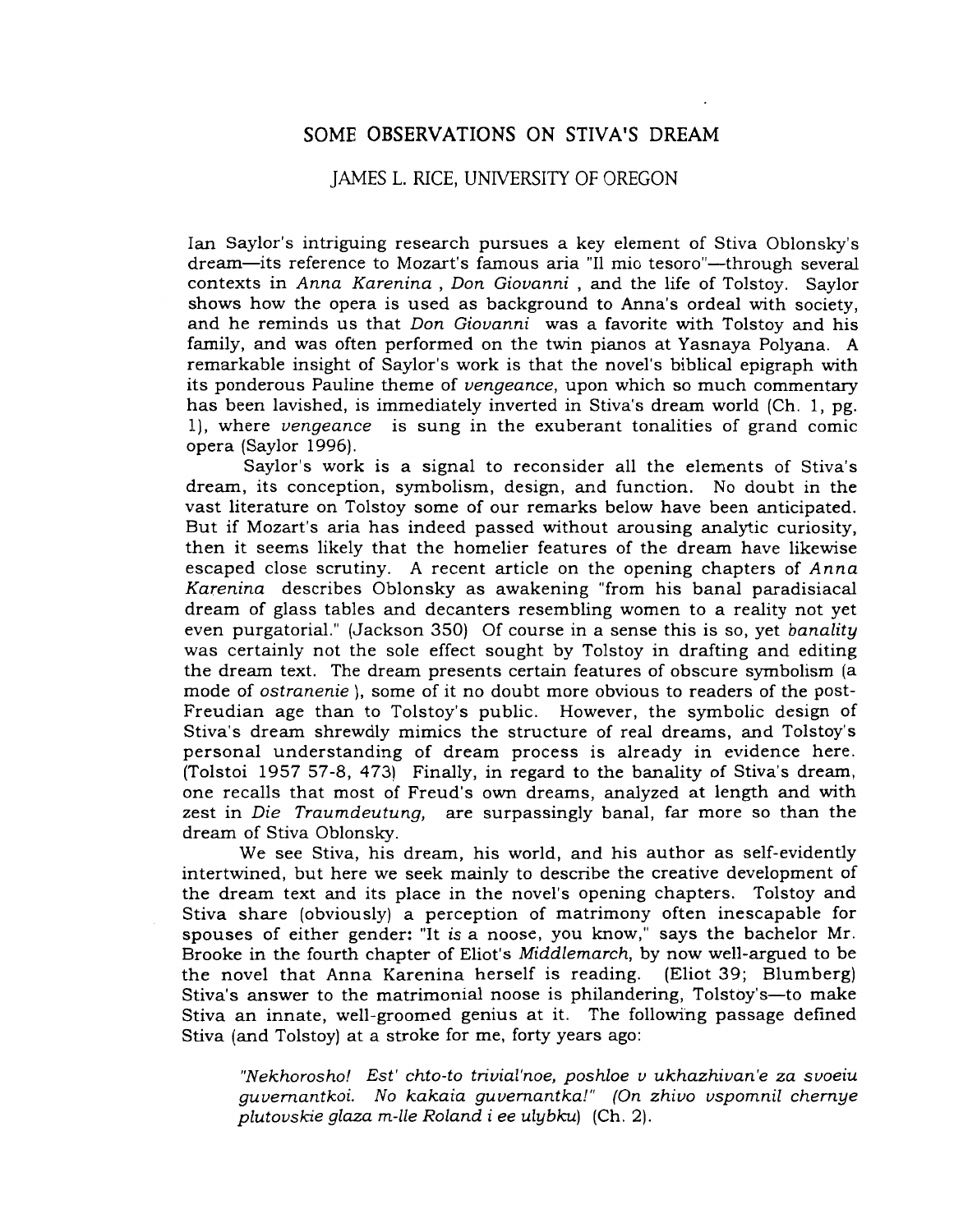# SOME OBSERVATIONS ON STIVA'S DREAM

## JAMES L. RICE, UNIVERSITY OF OREGON

Ian Saylor's intriguing research pursues a key element of Stiva Oblonsky's dream—its reference to Mozart's famous aria "Il mio tesoro"—through several contexts in *Anna Karenina* , *Don Giovanni* , and the life of Tolstoy. Saylor shows how the opera is used as background to Anna's ordeal with society, and he reminds us that *Don Giovanni* was a favorite with Tolstoy and his family, and was often performed on the twin pianos at Yasnaya Polyana. A remarkable insight of Saylor's work is that the novel's biblical epigraph with its ponderous Pauline theme of *vengeance*, upon which so much commentary has been lavished, is immediately inverted in Stiva's dream world (Ch. 1, pg. 1), where *vengeance* is sung in the exuberant tonalities of grand comic opera (Saylor 1996).

Saylor's work is a signal to reconsider all the elements of Stiva's dream, its conception, symbolism, design, and function. No doubt in the vast literature on Tolstoy some of our remarks below have been anticipated. But if Mozart's aria has indeed passed without arousing analytic curiosity, then it seems likely that the homelier features of the dream have likewise escaped close scrutiny. A recent article on the opening chapters of *Anna Karenina* describes Oblonsky as awakening "from his banal paradisiacal dream of glass tables and decanters resembling women to a reality not yet even purgatorial." (Jackson 350) Of course in a sense this is so, yet *banality* was certainly not the sole effect sought by Tolstoy in drafting and editing the dream text. The dream presents certain features of obscure symbolism (a mode of *ostranenie* ), some of it no doubt more obvious to readers of the post-Freudian age than to Tolstoy's public. However, the symbolic design of Stiva's dream shrewdly mimics the structure of real dreams, and Tolstoy's personal understanding of dream process is already in evidence here. (Tolstoi 1957 57-8, 473) Finally, in regard to the banality of Stiva's dream, one recalls that most of Freud's own dreams, analyzed at length and with zest in *Die Traumdeutung,* are surpassingly banal, far more so than the dream of Stiva Oblonsky.

We see Stiva, his dream, his world, and his author as self-evidently intertwined, but here we seek mainly to describe the creative development of the dream text and its place in the novel's opening chapters. Tolstoy and Stiva share (obviously) a perception of matrimony often inescapable for spouses of either gender: "It *is* a noose, you know," says the bachelor Mr. Brooke in the fourth chapter of Eliot's *Middlemarch*, by now well-argued to be the novel that Anna Karenina herself is reading. (Eliot 39; Blumberg) Stiva's answer to the matrimonial noose is philandering, Tolstoy's—to make Stiva an innate, well-groomed genius at it. The following passage defined Stiva (and Tolstoy) at a stroke for me, forty years ago:

> *"Nekhorosho! Est' chto-to trivial'noe, poshloe v ukhazhivan'e za svoeiu guvernantkoi. No kakaia guvernantka!" (On zhivo vspomnil chernye plutovskie glaza m-lle Roland i ee ulybku)* (Ch. 2).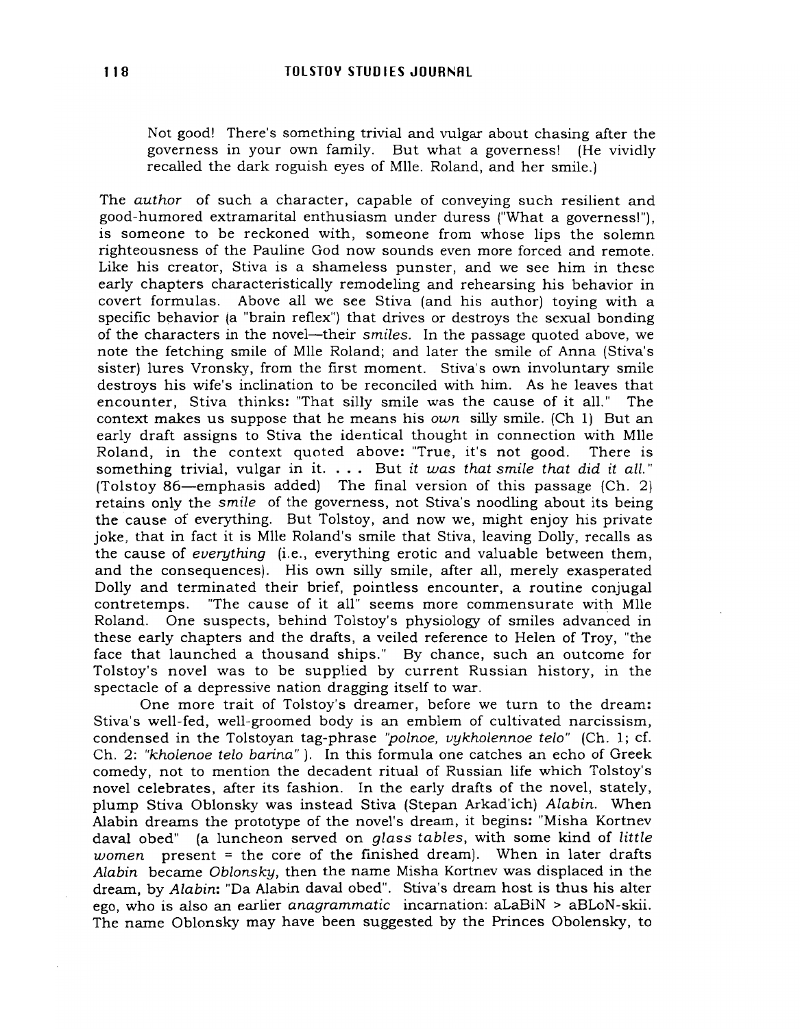> Not good! There's something trivial and vulgar about chasing after the governess in your own family. But what a governess! (He vividly recalled the dark roguish eyes of Mlle. Roland, and her smile.)

The *author* of such a character, capable of conveying such resilient and good-humored extramarital enthusiasm under duress ("What a governess!"), is someone to be reckoned with, someone from whose lips the solemn righteousness of the Pauline God now sounds even more forced and remote. Like his creator, Stiva is a shameless punster, and we see him in these early chapters characteristically remodeling and rehearsing his behavior in covert formulas. Above all we see Stiva (and his author) toying with a specific behavior (a "brain reflex") that drives or destroys the sexual bonding of the characters in the novel—their *smiles*. In the passage quoted above, we note the fetching smile of Mlle Roland; and later the smile of Anna (Stiva's sister) lures Vronsky, from the first moment. Stiva's own involuntary smile destroys his wife's inclination to be reconciled with him. As he leaves that encounter, Stiva thinks: "That silly smile was the cause of it all." The context makes us suppose that he means his *own* silly smile. (Ch 1) But an early draft assigns to Stiva the identical thought in connection with Mlle Roland, in the context quoted above: "True, it's not good. There is something trivial, vulgar in it. . . . But *it was that smile that did it all.*" (Tolstoy 86—emphasis added) The final version of this passage (Ch. 2) retains only the *smile* of the governess, not Stiva's noodling about its being the cause of everything. But Tolstoy, and now we, might enjoy his private joke, that in fact it is Mlle Roland's smile that Stiva, leaving Dolly, recalls as the cause of *everything* (i.e., everything erotic and valuable between them, and the consequences). His own silly smile, after all, merely exasperated Dolly and terminated their brief, pointless encounter, a routine conjugal contretemps. "The cause of it all" seems more commensurate with Mlle Roland. One suspects, behind Tolstoy's physiology of smiles advanced in these early chapters and the drafts, a veiled reference to Helen of Troy, "the face that launched a thousand ships." By chance, such an outcome for Tolstoy's novel was to be supplied by current Russian history, in the spectacle of a depressive nation dragging itself to war.

One more trait of Tolstoy's dreamer, before we turn to the dream: Stiva's well-fed, well-groomed body is an emblem of cultivated narcissism, condensed in the Tolstoyan tag-phrase *"polnoe, vykholennoe telo"* (Ch. 1; cf. Ch. 2: *"kholenoe telo barina"* ). In this formula one catches an echo of Greek comedy, not to mention the decadent ritual of Russian life which Tolstoy's novel celebrates, after its fashion. In the early drafts of the novel, stately, plump Stiva Oblonsky was instead Stiva (Stepan Arkad'ich) *Alabin*. When Alabin dreams the prototype of the novel's dream, it begins: "Misha Kortnev daval obed" (a luncheon served on *glass tables*, with some kind of *little women* present = the core of the finished dream). When in later drafts *Alabin* became *Oblonsky*, then the name Misha Kortnev was displaced in the dream, by *Alabin*: "Da Alabin daval obed". Stiva's dream host is thus his alter ego, who is also an earlier *anagrammatic* incarnation: aLaBiN > aBLoN-skii. The name Oblonsky may have been suggested by the Princes Obolensky, to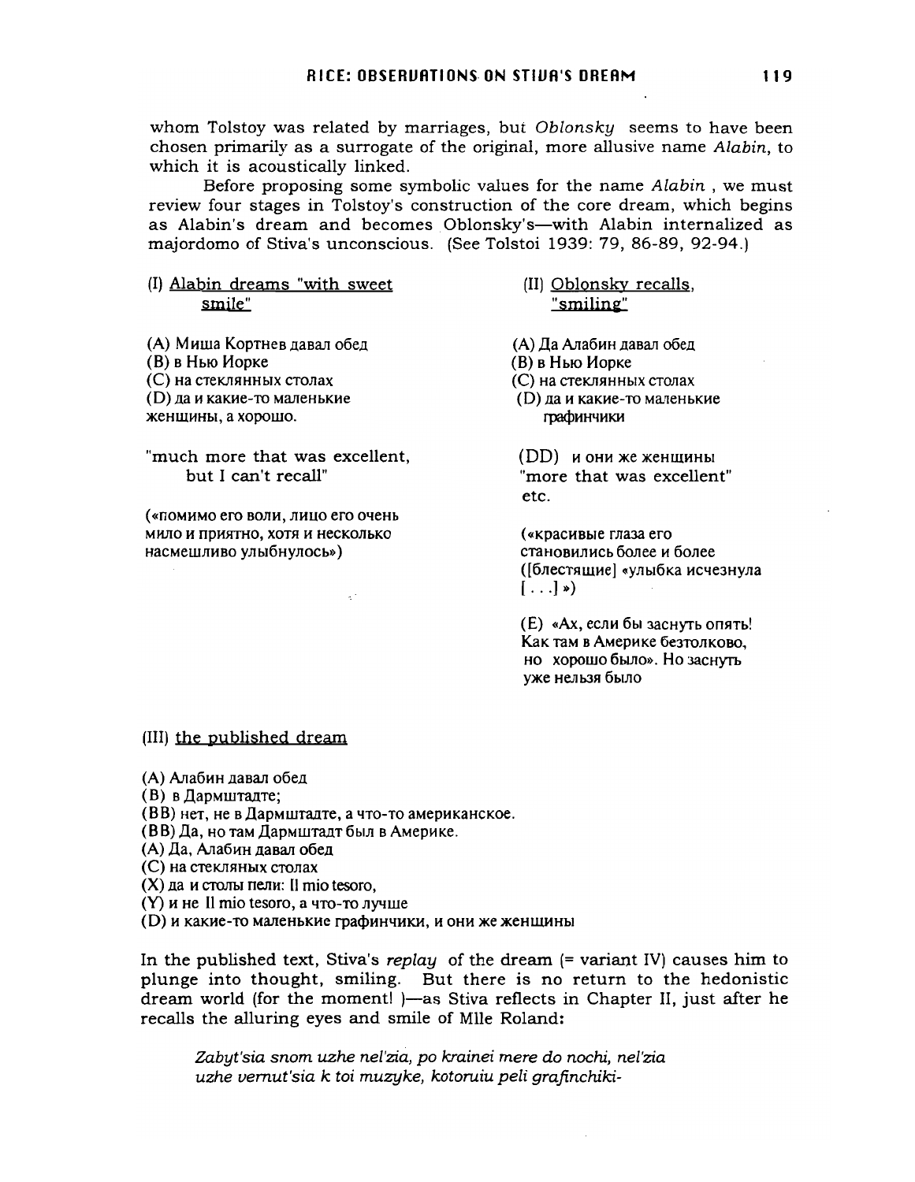whom Tolstoy was related by marriages, but *Oblonsky* seems to have been chosen primarily as a surrogate of the original, more allusive name *Alabin*, to which it is acoustically linked.

Before proposing some symbolic values for the name *Alabin* , we must review four stages in Tolstoy's construction of the core dream, which begins as Alabin's dream and becomes Oblonsky's—with Alabin internalized as majordomo of Stiva's unconscious. (See Tolstoi 1939: 79, 86-89, 92-94.)

(I) <u>Alabin dreams "with sweet smile"</u>

(A) Миша Кортнев давал обед
(B) в Нью Иорке
(C) на стеклянных столах
(D) да и какие-то маленькие женщины, а хорошо.

"much more that was excellent, but I can't recall"

(«помимо его воли, лицо его очень мило и приятно, хотя и несколько насмешливо улыбнулось»)

(II) <u>Oblonsky recalls, "smiling"</u>

(A) Да Алабин давал обед
(B) в Нью Иорке
(C) на стеклянных столах
(D) да и какие-то маленькие графинчики

(DD) и они же женщины
"more that was excellent" etc.

(«красивые глаза его становились более и более ([блестящие] «улыбка исчезнула [. . .] »)

(E) «Ах, если бы заснуть опять! Как там в Америке безтолково, но хорошо было». Но заснуть уже нельзя было

(III) <u>the published dream</u>

(A) Алабин давал обед
(B) в Дармштадте;
(BB) нет, не в Дармштадте, а что-то американское.
(BB) Да, но там Дармштадт был в Америке.
(A) Да, Алабин давал обед
(C) на стекляных столах
(X) да и столы пели: Il mio tesoro,
(Y) и не Il mio tesoro, а что-то лучше
(D) и какие-то маленькие графинчики, и они же женщины

In the published text, Stiva's *replay* of the dream (= variant IV) causes him to plunge into thought, smiling. But there is no return to the hedonistic dream world (for the moment! )—as Stiva reflects in Chapter II, just after he recalls the alluring eyes and smile of Mlle Roland:

> *Zabyt'sia snom uzhe nel'zia, po krainei mere do nochi, nel'zia uzhe vernut'sia k toi muzyke, kotoruiu peli grafinchiki-*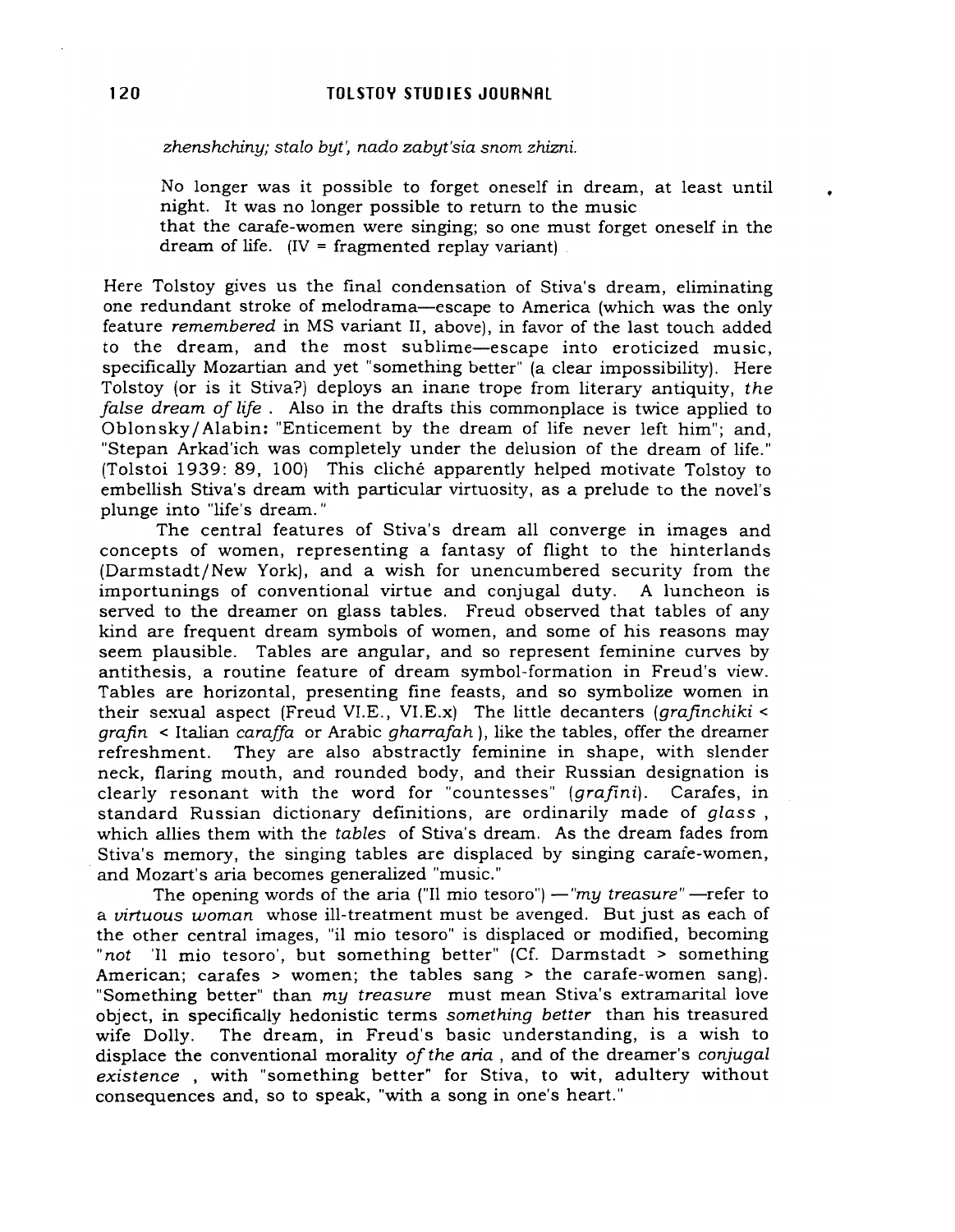*zhenshchiny; stalo byt', nado zabyt'sia snom zhizni.*

> No longer was it possible to forget oneself in dream, at least until night. It was no longer possible to return to the music that the carafe-women were singing; so one must forget oneself in the dream of life. (IV = fragmented replay variant)

Here Tolstoy gives us the final condensation of Stiva's dream, eliminating one redundant stroke of melodrama—escape to America (which was the only feature *remembered* in MS variant II, above), in favor of the last touch added to the dream, and the most sublime—escape into eroticized music, specifically Mozartian and yet "something better" (a clear impossibility). Here Tolstoy (or is it Stiva?) deploys an inane trope from literary antiquity, *the false dream of life* . Also in the drafts this commonplace is twice applied to Oblonsky/Alabin: "Enticement by the dream of life never left him"; and, "Stepan Arkad'ich was completely under the delusion of the dream of life." (Tolstoi 1939: 89, 100) This cliché apparently helped motivate Tolstoy to embellish Stiva's dream with particular virtuosity, as a prelude to the novel's plunge into "life's dream."

The central features of Stiva's dream all converge in images and concepts of women, representing a fantasy of flight to the hinterlands (Darmstadt/New York), and a wish for unencumbered security from the importunings of conventional virtue and conjugal duty. A luncheon is served to the dreamer on glass tables. Freud observed that tables of any kind are frequent dream symbols of women, and some of his reasons may seem plausible. Tables are angular, and so represent feminine curves by antithesis, a routine feature of dream symbol-formation in Freud's view. Tables are horizontal, presenting fine feasts, and so symbolize women in their sexual aspect (Freud VI.E., VI.E.x) The little decanters (*grafinchiki* < *grafin* < Italian *caraffa* or Arabic *gharrafah* ), like the tables, offer the dreamer refreshment. They are also abstractly feminine in shape, with slender neck, flaring mouth, and rounded body, and their Russian designation is clearly resonant with the word for "countesses" (*grafini*). Carafes, in standard Russian dictionary definitions, are ordinarily made of *glass* , which allies them with the *tables* of Stiva's dream. As the dream fades from Stiva's memory, the singing tables are displaced by singing carafe-women, and Mozart's aria becomes generalized "music."

The opening words of the aria ("Il mio tesoro") —*"my treasure"* —refer to a *virtuous woman* whose ill-treatment must be avenged. But just as each of the other central images, "il mio tesoro" is displaced or modified, becoming "*not* 'Il mio tesoro', but something better" (Cf. Darmstadt > something American; carafes > women; the tables sang > the carafe-women sang). "Something better" than *my treasure* must mean Stiva's extramarital love object, in specifically hedonistic terms *something better* than his treasured wife Dolly. The dream, in Freud's basic understanding, is a wish to displace the conventional morality *of the aria* , and of the dreamer's *conjugal existence* , with "something better" for Stiva, to wit, adultery without consequences and, so to speak, "with a song in one's heart."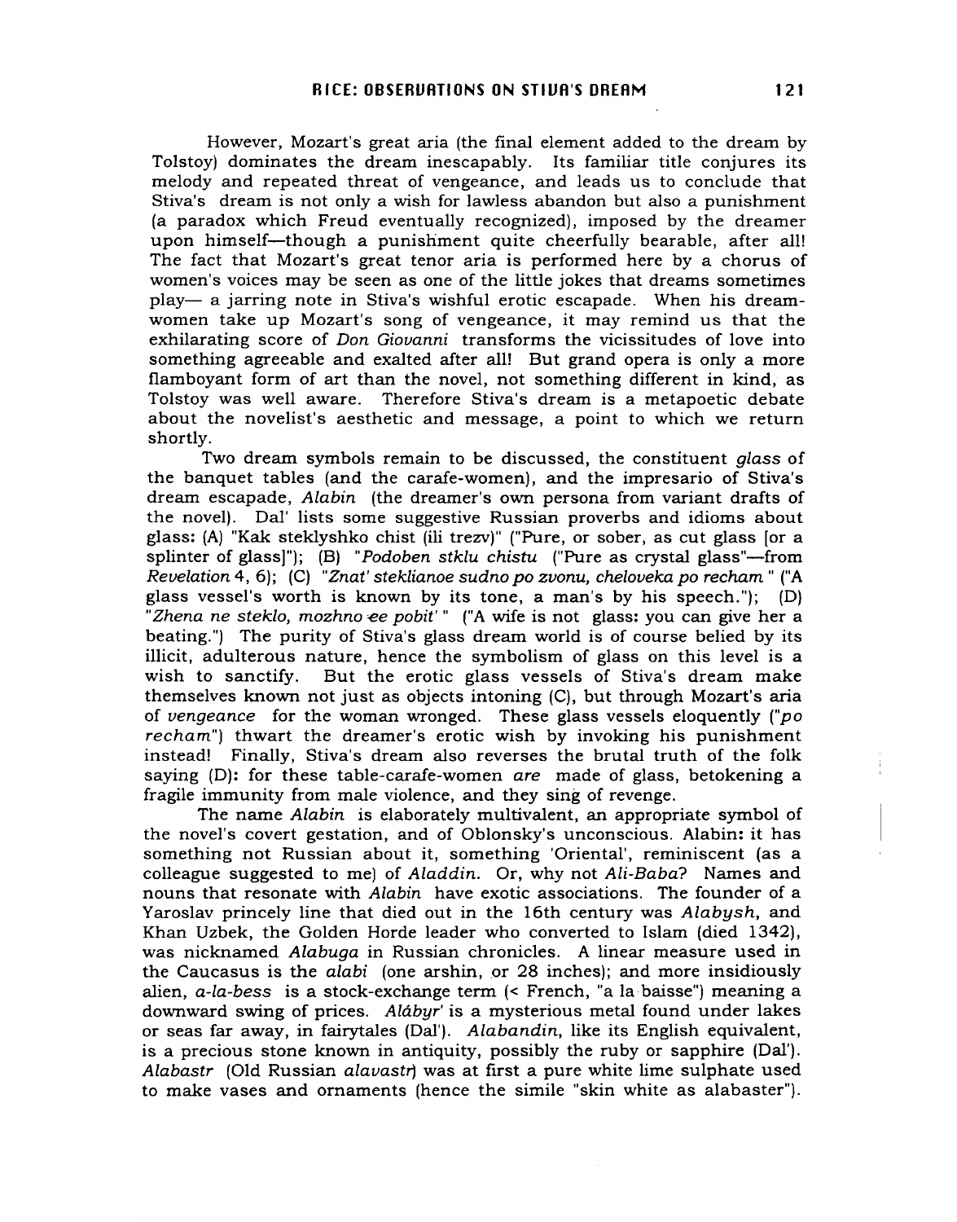However, Mozart's great aria (the final element added to the dream by Tolstoy) dominates the dream inescapably. Its familiar title conjures its melody and repeated threat of vengeance, and leads us to conclude that Stiva's dream is not only a wish for lawless abandon but also a punishment (a paradox which Freud eventually recognized), imposed by the dreamer upon himself—though a punishment quite cheerfully bearable, after all! The fact that Mozart's great tenor aria is performed here by a chorus of women's voices may be seen as one of the little jokes that dreams sometimes play— a jarring note in Stiva's wishful erotic escapade. When his dream-women take up Mozart's song of vengeance, it may remind us that the exhilarating score of *Don Giovanni* transforms the vicissitudes of love into something agreeable and exalted after all! But grand opera is only a more flamboyant form of art than the novel, not something different in kind, as Tolstoy was well aware. Therefore Stiva's dream is a metapoetic debate about the novelist's aesthetic and message, a point to which we return shortly.

Two dream symbols remain to be discussed, the constituent *glass* of the banquet tables (and the carafe-women), and the impresario of Stiva's dream escapade, *Alabin* (the dreamer's own persona from variant drafts of the novel). Dal' lists some suggestive Russian proverbs and idioms about glass: (A) "Kak steklyshko chist (ili trezv)" ("Pure, or sober, as cut glass [or a splinter of glass]"); (B) "*Podoben stklu chistu* ("Pure as crystal glass"—from *Revelation* 4, 6); (C) "*Znat' steklianoe sudno po zvonu, cheloveka po recham.*" ("A glass vessel's worth is known by its tone, a man's by his speech."); (D) "*Zhena ne steklo, mozhno ee pobit'* " ("A wife is not glass: you can give her a beating.") The purity of Stiva's glass dream world is of course belied by its illicit, adulterous nature, hence the symbolism of glass on this level is a wish to sanctify. But the erotic glass vessels of Stiva's dream make themselves known not just as objects intoning (C), but through Mozart's aria of *vengeance* for the woman wronged. These glass vessels eloquently ("*po recham*") thwart the dreamer's erotic wish by invoking his punishment instead! Finally, Stiva's dream also reverses the brutal truth of the folk saying (D): for these table-carafe-women *are* made of glass, betokening a fragile immunity from male violence, and they sing of revenge.

The name *Alabin* is elaborately multivalent, an appropriate symbol of the novel's covert gestation, and of Oblonsky's unconscious. Alabin: it has something not Russian about it, something 'Oriental', reminiscent (as a colleague suggested to me) of *Aladdin*. Or, why not *Ali-Baba*? Names and nouns that resonate with *Alabin* have exotic associations. The founder of a Yaroslav princely line that died out in the 16th century was *Alabysh*, and Khan Uzbek, the Golden Horde leader who converted to Islam (died 1342), was nicknamed *Alabuga* in Russian chronicles. A linear measure used in the Caucasus is the *alabi* (one arshin, or 28 inches); and more insidiously alien, *a-la-bess* is a stock-exchange term (< French, "a la baisse") meaning a downward swing of prices. *Alábyr'* is a mysterious metal found under lakes or seas far away, in fairytales (Dal'). *Alabandin*, like its English equivalent, is a precious stone known in antiquity, possibly the ruby or sapphire (Dal'). *Alabastr* (Old Russian *alavastr*) was at first a pure white lime sulphate used to make vases and ornaments (hence the simile "skin white as alabaster").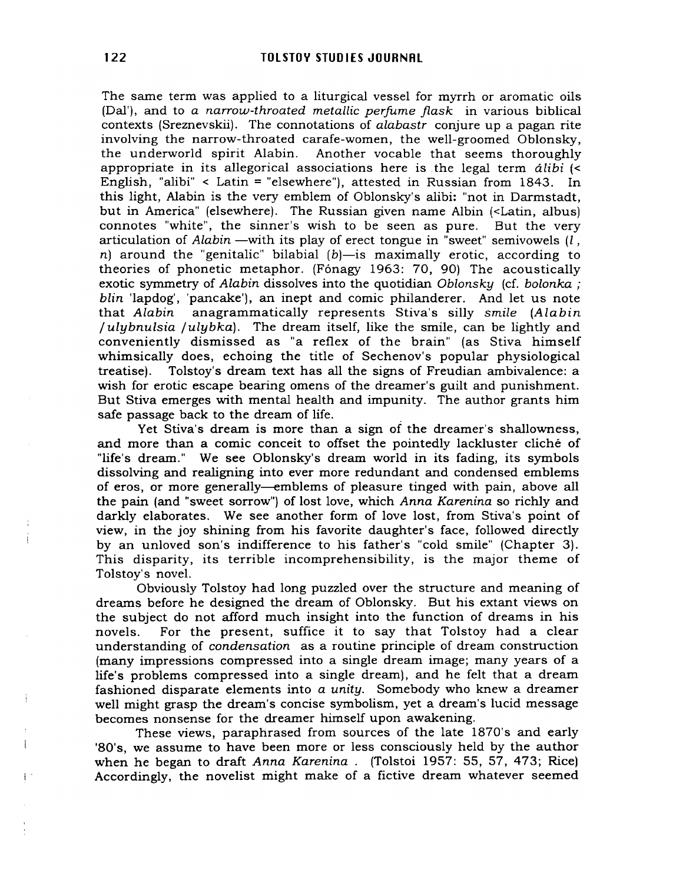The same term was applied to a liturgical vessel for myrrh or aromatic oils (Dal'), and to *a narrow-throated metallic perfume flask* in various biblical contexts (Sreznevskii). The connotations of *alabastr* conjure up a pagan rite involving the narrow-throated carafe-women, the well-groomed Oblonsky, the underworld spirit Alabin. Another vocable that seems thoroughly appropriate in its allegorical associations here is the legal term *álibi* (< English, "alibi" < Latin = "elsewhere"), attested in Russian from 1843. In this light, Alabin is the very emblem of Oblonsky's alibi: "not in Darmstadt, but in America" (elsewhere). The Russian given name Albin (<Latin, albus) connotes "white", the sinner's wish to be seen as pure. But the very articulation of *Alabin* —with its play of erect tongue in "sweet" semivowels (*l*, *n*) around the "genitalic" bilabial (*b*)—is maximally erotic, according to theories of phonetic metaphor. (Fónagy 1963: 70, 90) The acoustically exotic symmetry of *Alabin* dissolves into the quotidian *Oblonsky* (cf. *bolonka* ; *blin* 'lapdog', 'pancake'), an inept and comic philanderer. And let us note that *Alabin* anagrammatically represents Stiva's silly *smile* (*Alabin* / *ulybnulsia* / *ulybka*). The dream itself, like the smile, can be lightly and conveniently dismissed as "a reflex of the brain" (as Stiva himself whimsically does, echoing the title of Sechenov's popular physiological treatise). Tolstoy's dream text has all the signs of Freudian ambivalence: a wish for erotic escape bearing omens of the dreamer's guilt and punishment. But Stiva emerges with mental health and impunity. The author grants him safe passage back to the dream of life.

Yet Stiva's dream is more than a sign of the dreamer's shallowness, and more than a comic conceit to offset the pointedly lackluster cliché of "life's dream." We see Oblonsky's dream world in its fading, its symbols dissolving and realigning into ever more redundant and condensed emblems of eros, or more generally—emblems of pleasure tinged with pain, above all the pain (and "sweet sorrow") of lost love, which *Anna Karenina* so richly and darkly elaborates. We see another form of love lost, from Stiva's point of view, in the joy shining from his favorite daughter's face, followed directly by an unloved son's indifference to his father's "cold smile" (Chapter 3). This disparity, its terrible incomprehensibility, is the major theme of Tolstoy's novel.

Obviously Tolstoy had long puzzled over the structure and meaning of dreams before he designed the dream of Oblonsky. But his extant views on the subject do not afford much insight into the function of dreams in his novels. For the present, suffice it to say that Tolstoy had a clear understanding of *condensation* as a routine principle of dream construction (many impressions compressed into a single dream image; many years of a life's problems compressed into a single dream), and he felt that a dream fashioned disparate elements into *a unity*. Somebody who knew a dreamer well might grasp the dream's concise symbolism, yet a dream's lucid message becomes nonsense for the dreamer himself upon awakening.

These views, paraphrased from sources of the late 1870's and early '80's, we assume to have been more or less consciously held by the author when he began to draft *Anna Karenina* . (Tolstoi 1957: 55, 57, 473; Rice) Accordingly, the novelist might make of a fictive dream whatever seemed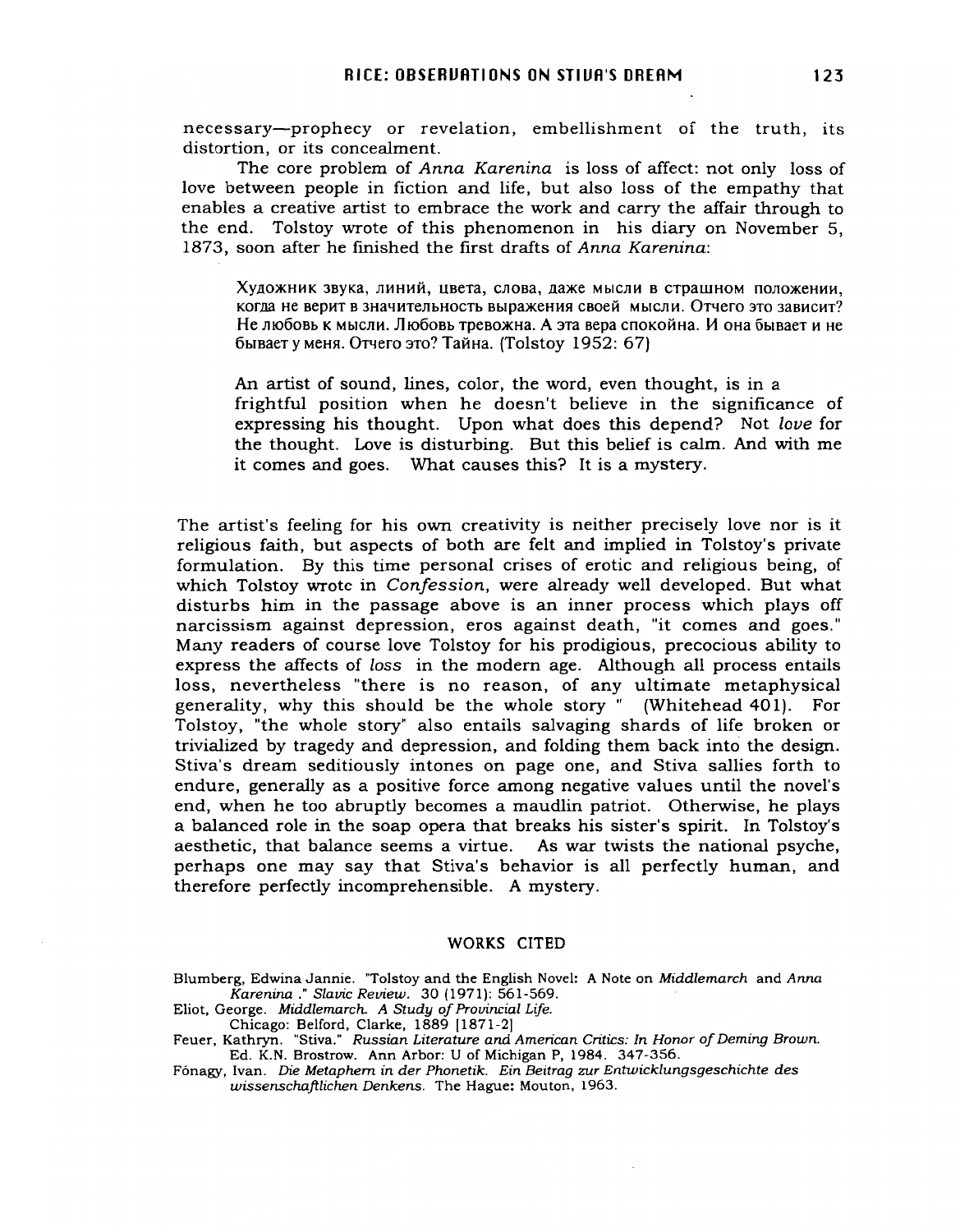necessary—prophecy or revelation, embellishment of the truth, its distortion, or its concealment.

The core problem of *Anna Karenina* is loss of affect: not only loss of love between people in fiction and life, but also loss of the empathy that enables a creative artist to embrace the work and carry the affair through to the end. Tolstoy wrote of this phenomenon in his diary on November 5, 1873, soon after he finished the first drafts of *Anna Karenina*:

> Художник звука, линий, цвета, слова, даже мысли в страшном положении, когда не верит в значительность выражения своей мысли. Отчего это зависит? Не любовь к мысли. Любовь тревожна. А эта вера спокойна. И она бывает и не бывает у меня. Отчего это? Тайна. (Tolstoy 1952: 67)

> An artist of sound, lines, color, the word, even thought, is in a frightful position when he doesn't believe in the significance of expressing his thought. Upon what does this depend? Not *love* for the thought. Love is disturbing. But this belief is calm. And with me it comes and goes. What causes this? It is a mystery.

The artist's feeling for his own creativity is neither precisely love nor is it religious faith, but aspects of both are felt and implied in Tolstoy's private formulation. By this time personal crises of erotic and religious being, of which Tolstoy wrote in *Confession*, were already well developed. But what disturbs him in the passage above is an inner process which plays off narcissism against depression, eros against death, "it comes and goes." Many readers of course love Tolstoy for his prodigious, precocious ability to express the affects of *loss* in the modern age. Although all process entails loss, nevertheless "there is no reason, of any ultimate metaphysical generality, why this should be the whole story " (Whitehead 401). For Tolstoy, "the whole story" also entails salvaging shards of life broken or trivialized by tragedy and depression, and folding them back into the design. Stiva's dream seditiously intones on page one, and Stiva sallies forth to endure, generally as a positive force among negative values until the novel's end, when he too abruptly becomes a maudlin patriot. Otherwise, he plays a balanced role in the soap opera that breaks his sister's spirit. In Tolstoy's aesthetic, that balance seems a virtue. As war twists the national psyche, perhaps one may say that Stiva's behavior is all perfectly human, and therefore perfectly incomprehensible. A mystery.

## WORKS CITED

Blumberg, Edwina Jannie. "Tolstoy and the English Novel: A Note on *Middlemarch* and *Anna Karenina* ." *Slavic Review*. 30 (1971): 561-569.

Eliot, George. *Middlemarch. A Study of Provincial Life.* Chicago: Belford, Clarke, 1889 [1871-2]

Feuer, Kathryn. "Stiva." *Russian Literature and American Critics: In Honor of Deming Brown.* Ed. K.N. Brostrow. Ann Arbor: U of Michigan P, 1984. 347-356.

Fónagy, Ivan. *Die Metaphern in der Phonetik. Ein Beitrag zur Entwicklungsgeschichte des wissenschaftlichen Denkens.* The Hague: Mouton, 1963.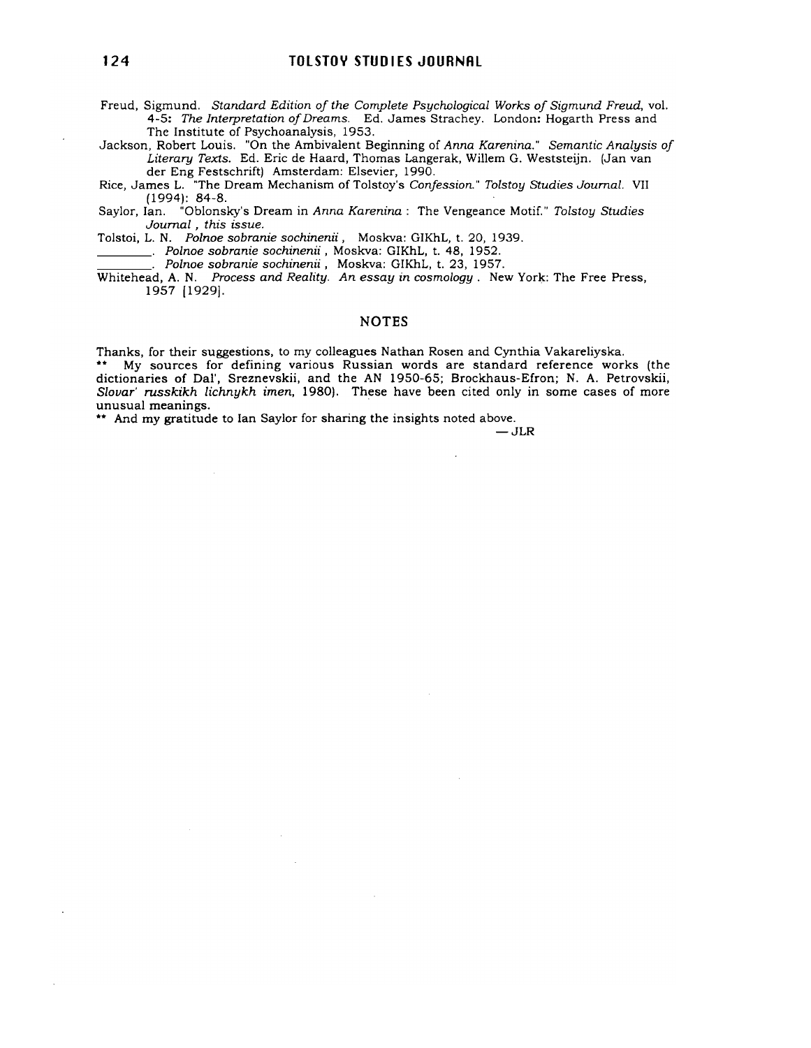Freud, Sigmund. *Standard Edition of the Complete Psychological Works of Sigmund Freud*, vol. 4-5: *The Interpretation of Dreams*. Ed. James Strachey. London: Hogarth Press and The Institute of Psychoanalysis, 1953.

Jackson, Robert Louis. "On the Ambivalent Beginning of *Anna Karenina*." *Semantic Analysis of Literary Texts*. Ed. Eric de Haard, Thomas Langerak, Willem G. Weststeijn. (Jan van der Eng Festschrift) Amsterdam: Elsevier, 1990.

Rice, James L. "The Dream Mechanism of Tolstoy's *Confession*." *Tolstoy Studies Journal*. VII (1994): 84-8.

Saylor, Ian. "Oblonsky's Dream in *Anna Karenina* : The Vengeance Motif." *Tolstoy Studies Journal , this issue.*

Tolstoi, L. N. *Polnoe sobranie sochinenii* , Moskva: GIKhL, t. 20, 1939.

________. *Polnoe sobranie sochinenii* , Moskva: GIKhL, t. 48, 1952.

________. *Polnoe sobranie sochinenii* , Moskva: GIKhL, t. 23, 1957.

Whitehead, A. N. *Process and Reality. An essay in cosmology* . New York: The Free Press, 1957 [1929].

## NOTES

Thanks, for their suggestions, to my colleagues Nathan Rosen and Cynthia Vakareliyska.

** My sources for defining various Russian words are standard reference works (the dictionaries of Dal', Sreznevskii, and the AN 1950-65; Brockhaus-Efron; N. A. Petrovskii, *Slovar' russkikh lichnykh imen*, 1980). These have been cited only in some cases of more unusual meanings.

** And my gratitude to Ian Saylor for sharing the insights noted above.

—JLR